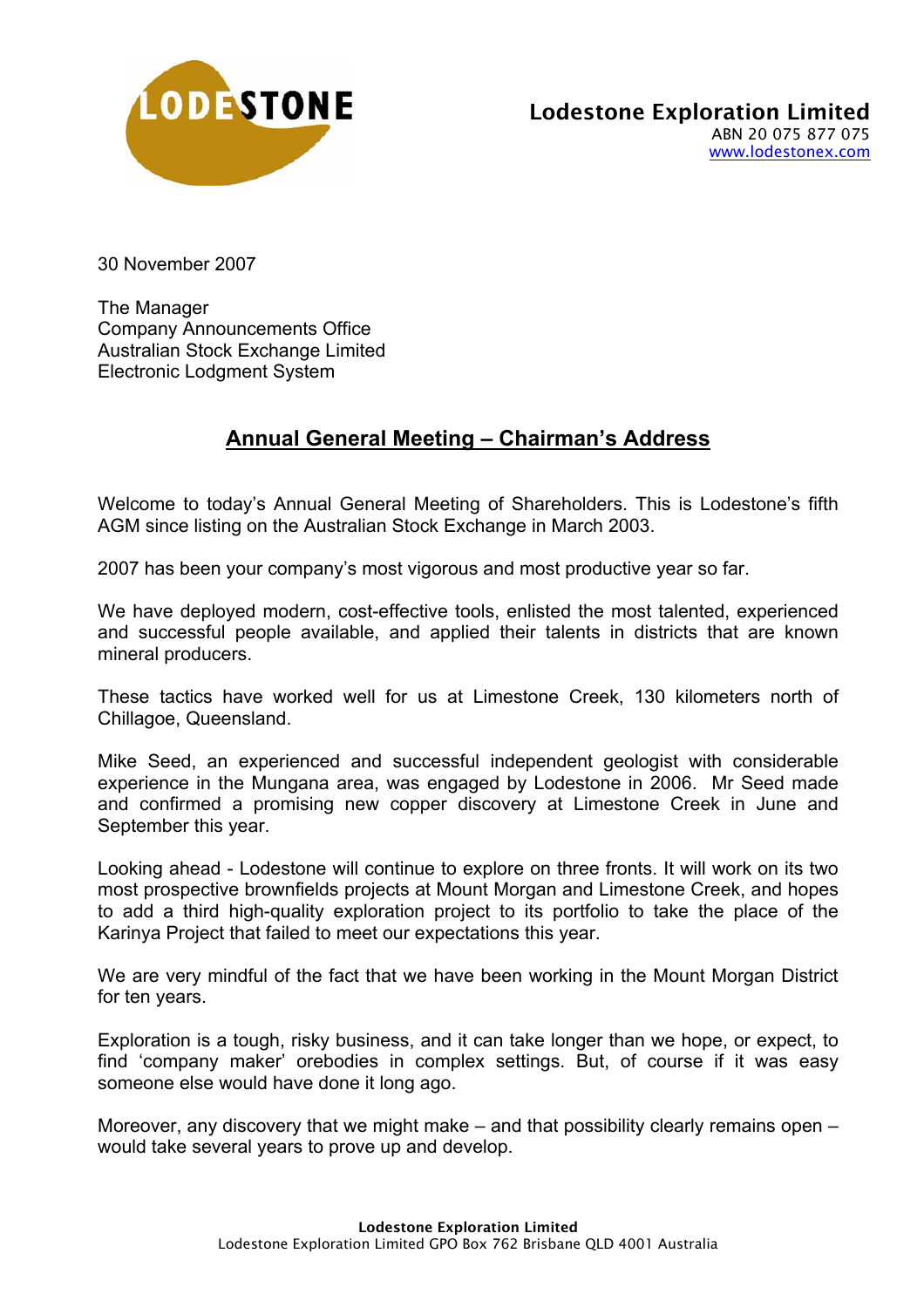**Lodestone Exploration Limited**
ABN 20 075 877 075
www.lodestonex.com

30 November 2007

The Manager
Company Announcements Office
Australian Stock Exchange Limited
Electronic Lodgment System

## Annual General Meeting – Chairman's Address

Welcome to today's Annual General Meeting of Shareholders. This is Lodestone's fifth AGM since listing on the Australian Stock Exchange in March 2003.

2007 has been your company's most vigorous and most productive year so far.

We have deployed modern, cost-effective tools, enlisted the most talented, experienced and successful people available, and applied their talents in districts that are known mineral producers.

These tactics have worked well for us at Limestone Creek, 130 kilometers north of Chillagoe, Queensland.

Mike Seed, an experienced and successful independent geologist with considerable experience in the Mungana area, was engaged by Lodestone in 2006. Mr Seed made and confirmed a promising new copper discovery at Limestone Creek in June and September this year.

Looking ahead - Lodestone will continue to explore on three fronts. It will work on its two most prospective brownfields projects at Mount Morgan and Limestone Creek, and hopes to add a third high-quality exploration project to its portfolio to take the place of the Karinya Project that failed to meet our expectations this year.

We are very mindful of the fact that we have been working in the Mount Morgan District for ten years.

Exploration is a tough, risky business, and it can take longer than we hope, or expect, to find 'company maker' orebodies in complex settings. But, of course if it was easy someone else would have done it long ago.

Moreover, any discovery that we might make – and that possibility clearly remains open – would take several years to prove up and develop.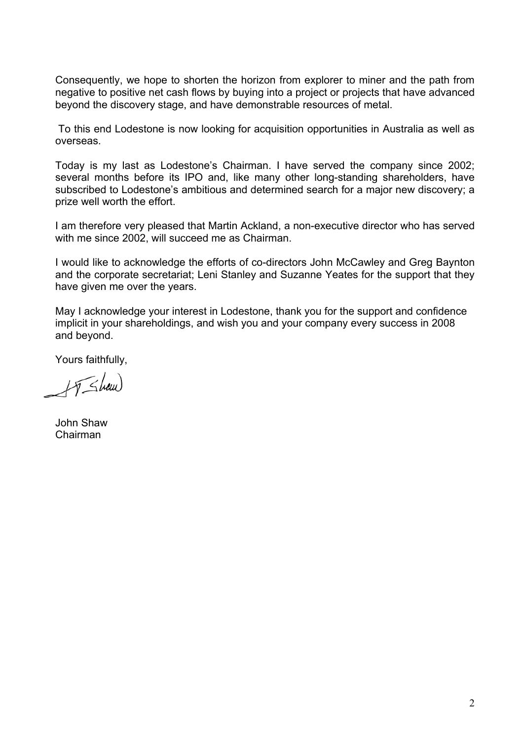Consequently, we hope to shorten the horizon from explorer to miner and the path from negative to positive net cash flows by buying into a project or projects that have advanced beyond the discovery stage, and have demonstrable resources of metal.

To this end Lodestone is now looking for acquisition opportunities in Australia as well as overseas.

Today is my last as Lodestone's Chairman. I have served the company since 2002; several months before its IPO and, like many other long-standing shareholders, have subscribed to Lodestone's ambitious and determined search for a major new discovery; a prize well worth the effort.

I am therefore very pleased that Martin Ackland, a non-executive director who has served with me since 2002, will succeed me as Chairman.

I would like to acknowledge the efforts of co-directors John McCawley and Greg Baynton and the corporate secretariat; Leni Stanley and Suzanne Yeates for the support that they have given me over the years.

May I acknowledge your interest in Lodestone, thank you for the support and confidence implicit in your shareholdings, and wish you and your company every success in 2008 and beyond.

Yours faithfully,

John Shaw  
Chairman